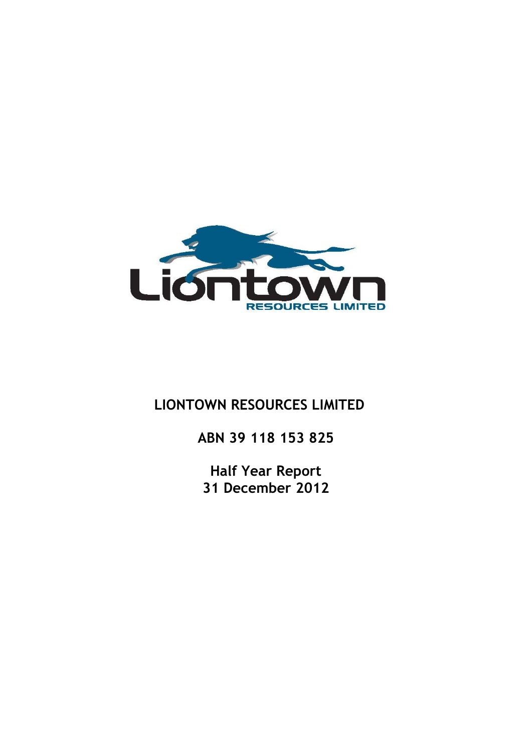# LIONTOWN RESOURCES LIMITED

**ABN 39 118 153 825**

**Half Year Report**
**31 December 2012**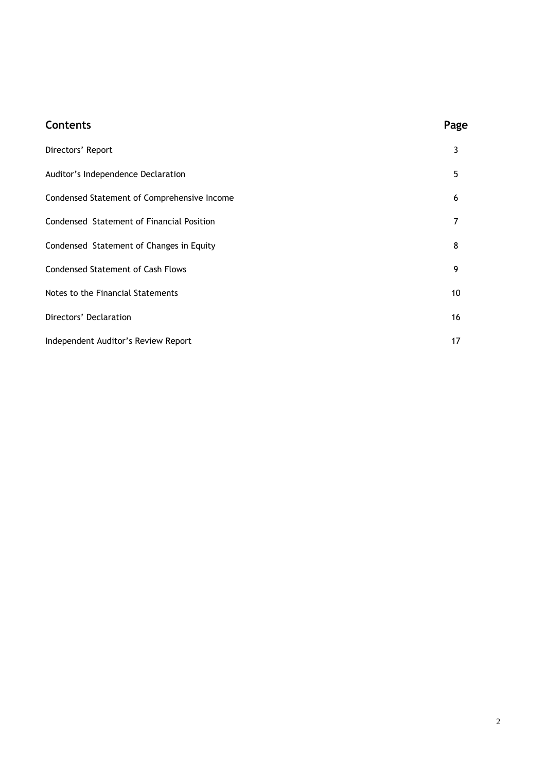| Contents | Page |
| --- | --- |
| Directors' Report | 3 |
| Auditor's Independence Declaration | 5 |
| Condensed Statement of Comprehensive Income | 6 |
| Condensed Statement of Financial Position | 7 |
| Condensed Statement of Changes in Equity | 8 |
| Condensed Statement of Cash Flows | 9 |
| Notes to the Financial Statements | 10 |
| Directors' Declaration | 16 |
| Independent Auditor's Review Report | 17 |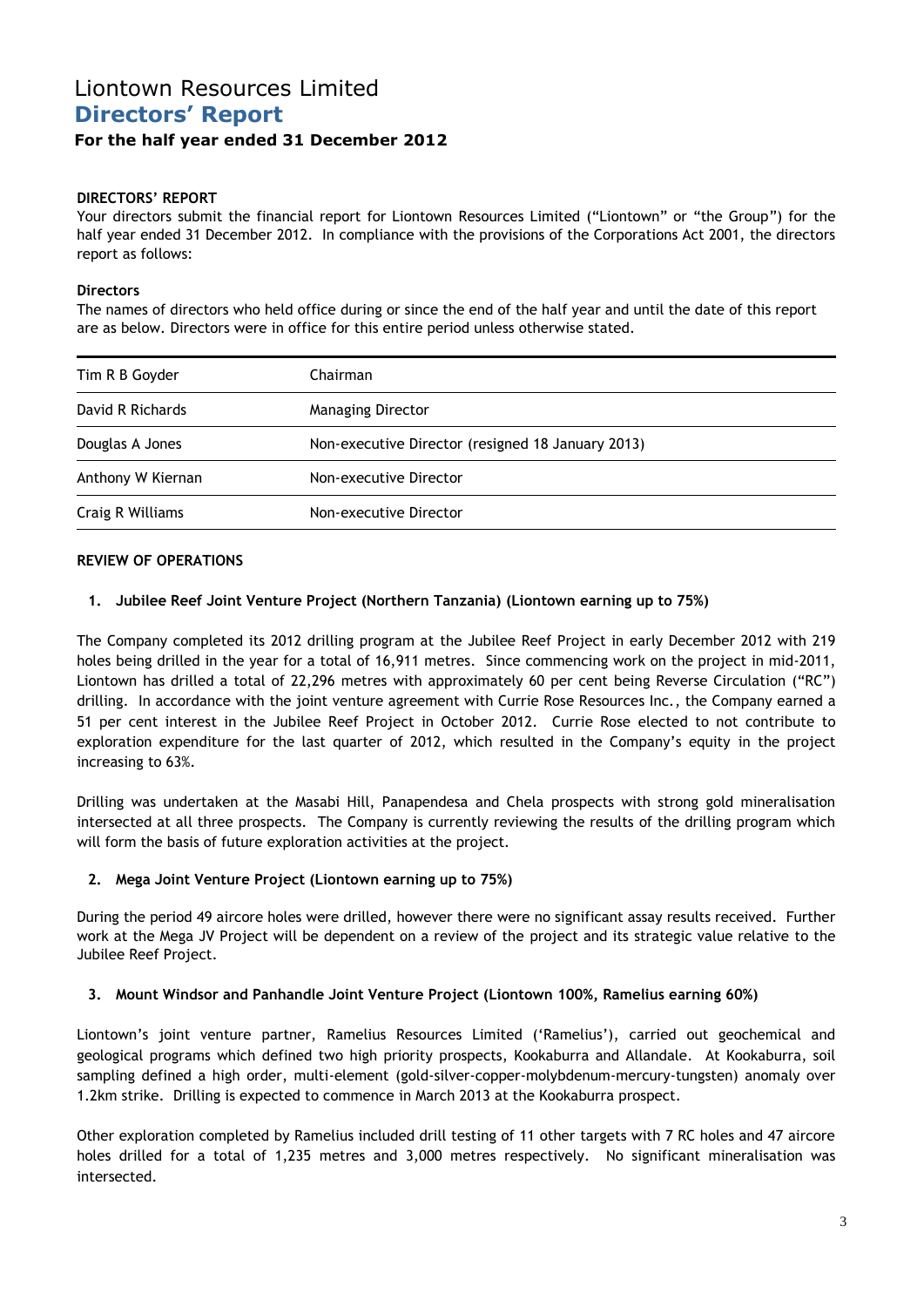# Liontown Resources Limited
## Directors' Report
### For the half year ended 31 December 2012

**DIRECTORS' REPORT**

Your directors submit the financial report for Liontown Resources Limited ("Liontown" or "the Group") for the half year ended 31 December 2012. In compliance with the provisions of the Corporations Act 2001, the directors report as follows:

**Directors**

The names of directors who held office during or since the end of the half year and until the date of this report are as below. Directors were in office for this entire period unless otherwise stated.

| | |
|---|---|
| Tim R B Goyder | Chairman |
| David R Richards | Managing Director |
| Douglas A Jones | Non-executive Director (resigned 18 January 2013) |
| Anthony W Kiernan | Non-executive Director |
| Craig R Williams | Non-executive Director |

**REVIEW OF OPERATIONS**

**1. Jubilee Reef Joint Venture Project (Northern Tanzania) (Liontown earning up to 75%)**

The Company completed its 2012 drilling program at the Jubilee Reef Project in early December 2012 with 219 holes being drilled in the year for a total of 16,911 metres. Since commencing work on the project in mid-2011, Liontown has drilled a total of 22,296 metres with approximately 60 per cent being Reverse Circulation ("RC") drilling. In accordance with the joint venture agreement with Currie Rose Resources Inc., the Company earned a 51 per cent interest in the Jubilee Reef Project in October 2012. Currie Rose elected to not contribute to exploration expenditure for the last quarter of 2012, which resulted in the Company's equity in the project increasing to 63%.

Drilling was undertaken at the Masabi Hill, Panapendesa and Chela prospects with strong gold mineralisation intersected at all three prospects. The Company is currently reviewing the results of the drilling program which will form the basis of future exploration activities at the project.

**2. Mega Joint Venture Project (Liontown earning up to 75%)**

During the period 49 aircore holes were drilled, however there were no significant assay results received. Further work at the Mega JV Project will be dependent on a review of the project and its strategic value relative to the Jubilee Reef Project.

**3. Mount Windsor and Panhandle Joint Venture Project (Liontown 100%, Ramelius earning 60%)**

Liontown's joint venture partner, Ramelius Resources Limited ('Ramelius'), carried out geochemical and geological programs which defined two high priority prospects, Kookaburra and Allandale. At Kookaburra, soil sampling defined a high order, multi-element (gold-silver-copper-molybdenum-mercury-tungsten) anomaly over 1.2km strike. Drilling is expected to commence in March 2013 at the Kookaburra prospect.

Other exploration completed by Ramelius included drill testing of 11 other targets with 7 RC holes and 47 aircore holes drilled for a total of 1,235 metres and 3,000 metres respectively. No significant mineralisation was intersected.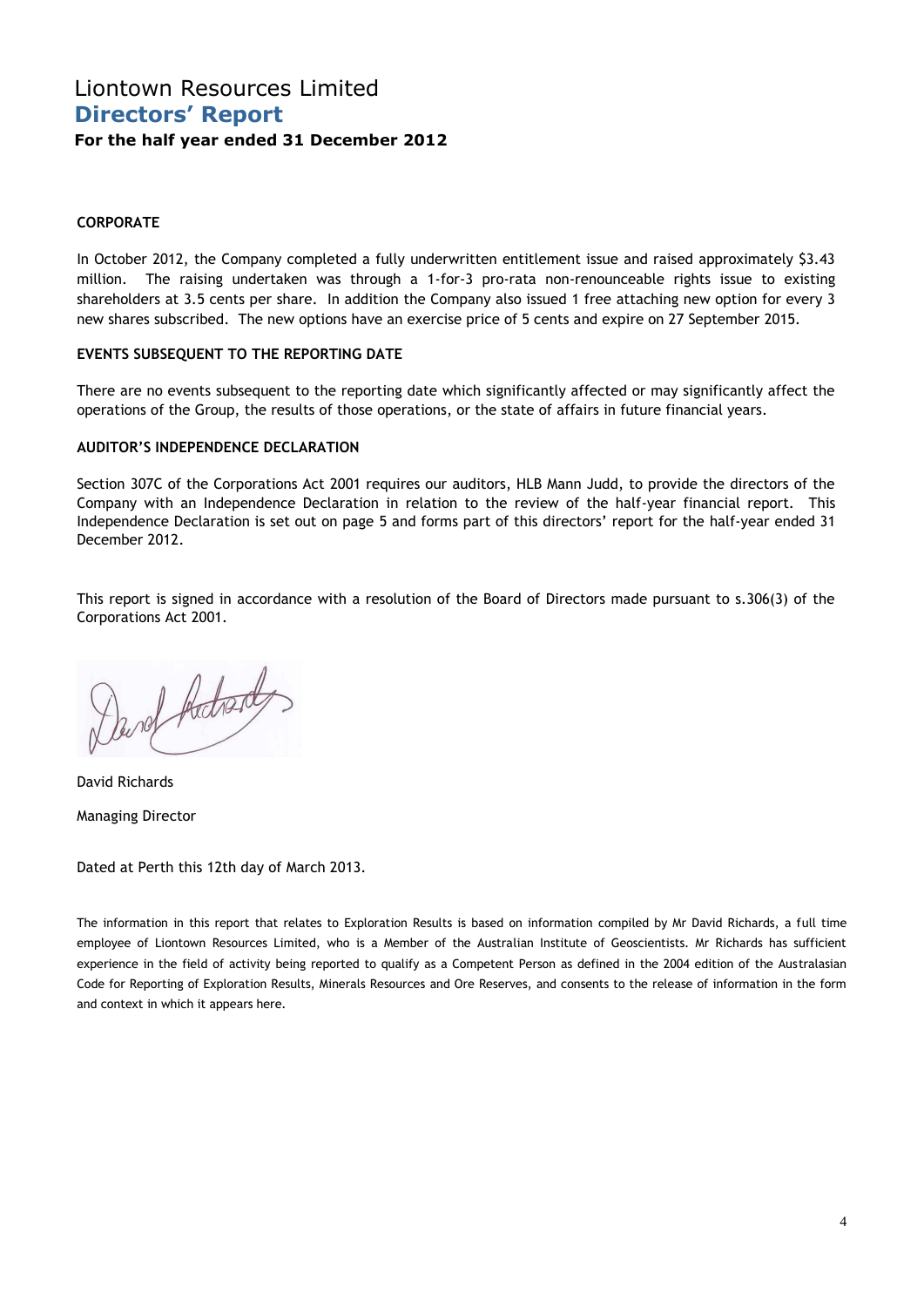# Liontown Resources Limited
## Directors' Report
### For the half year ended 31 December 2012

**CORPORATE**

In October 2012, the Company completed a fully underwritten entitlement issue and raised approximately $3.43 million. The raising undertaken was through a 1-for-3 pro-rata non-renounceable rights issue to existing shareholders at 3.5 cents per share. In addition the Company also issued 1 free attaching new option for every 3 new shares subscribed. The new options have an exercise price of 5 cents and expire on 27 September 2015.

**EVENTS SUBSEQUENT TO THE REPORTING DATE**

There are no events subsequent to the reporting date which significantly affected or may significantly affect the operations of the Group, the results of those operations, or the state of affairs in future financial years.

**AUDITOR'S INDEPENDENCE DECLARATION**

Section 307C of the Corporations Act 2001 requires our auditors, HLB Mann Judd, to provide the directors of the Company with an Independence Declaration in relation to the review of the half-year financial report. This Independence Declaration is set out on page 5 and forms part of this directors' report for the half-year ended 31 December 2012.

This report is signed in accordance with a resolution of the Board of Directors made pursuant to s.306(3) of the Corporations Act 2001.

David Richards

Managing Director

Dated at Perth this 12th day of March 2013.

The information in this report that relates to Exploration Results is based on information compiled by Mr David Richards, a full time employee of Liontown Resources Limited, who is a Member of the Australian Institute of Geoscientists. Mr Richards has sufficient experience in the field of activity being reported to qualify as a Competent Person as defined in the 2004 edition of the Australasian Code for Reporting of Exploration Results, Minerals Resources and Ore Reserves, and consents to the release of information in the form and context in which it appears here.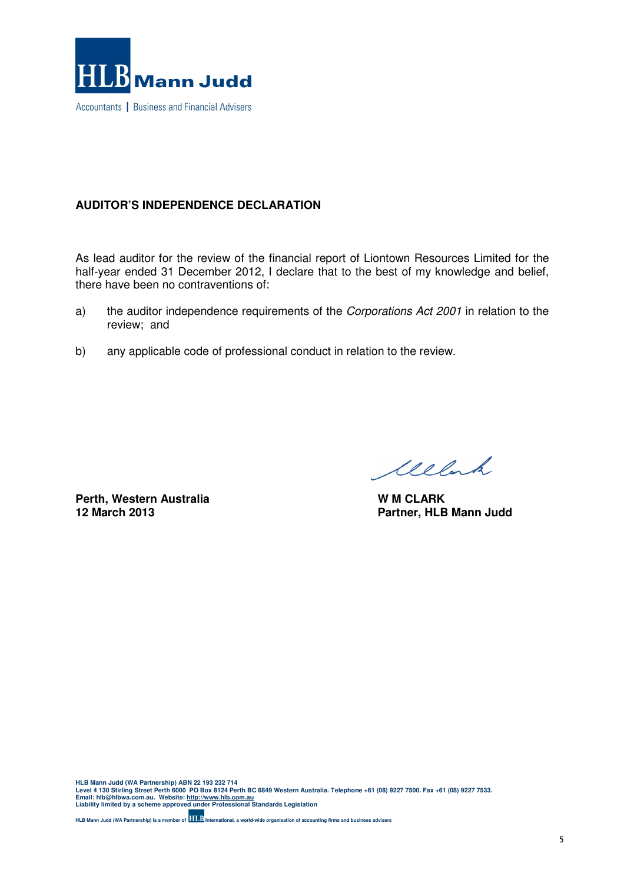HLB Mann Judd

Accountants | Business and Financial Advisers

**AUDITOR'S INDEPENDENCE DECLARATION**

As lead auditor for the review of the financial report of Liontown Resources Limited for the half-year ended 31 December 2012, I declare that to the best of my knowledge and belief, there have been no contraventions of:

a) the auditor independence requirements of the *Corporations Act 2001* in relation to the review; and

b) any applicable code of professional conduct in relation to the review.

**Perth, Western Australia**
**12 March 2013**

**W M CLARK**
**Partner, HLB Mann Judd**

**HLB Mann Judd (WA Partnership) ABN 22 193 232 714**
**Level 4 130 Stirling Street Perth 6000 PO Box 8124 Perth BC 6849 Western Australia. Telephone +61 (08) 9227 7500. Fax +61 (08) 9227 7533.**
**Email: hlb@hlbwa.com.au. Website: http://www.hlb.com.au**
**Liability limited by a scheme approved under Professional Standards Legislation**

**HLB Mann Judd (WA Partnership) is a member of HLB International, a world-wide organisation of accounting firms and business advisers**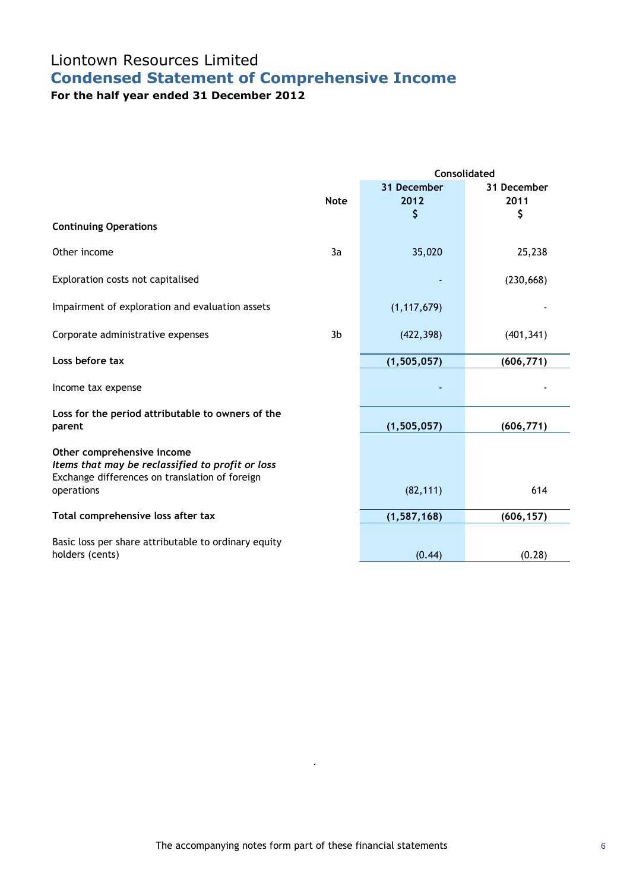# Liontown Resources Limited

## Condensed Statement of Comprehensive Income

### For the half year ended 31 December 2012

| | Note | Consolidated | |
|---|---|---|---|
| | | 31 December 2012 $ | 31 December 2011 $ |
| **Continuing Operations** | | | |
| Other income | 3a | 35,020 | 25,238 |
| Exploration costs not capitalised | | - | (230,668) |
| Impairment of exploration and evaluation assets | | (1,117,679) | - |
| Corporate administrative expenses | 3b | (422,398) | (401,341) |
| **Loss before tax** | | **(1,505,057)** | **(606,771)** |
| Income tax expense | | - | - |
| **Loss for the period attributable to owners of the parent** | | **(1,505,057)** | **(606,771)** |
| **Other comprehensive income** | | | |
| ***Items that may be reclassified to profit or loss*** | | | |
| Exchange differences on translation of foreign operations | | (82,111) | 614 |
| **Total comprehensive loss after tax** | | **(1,587,168)** | **(606,157)** |
| Basic loss per share attributable to ordinary equity holders (cents) | | (0.44) | (0.28) |

The accompanying notes form part of these financial statements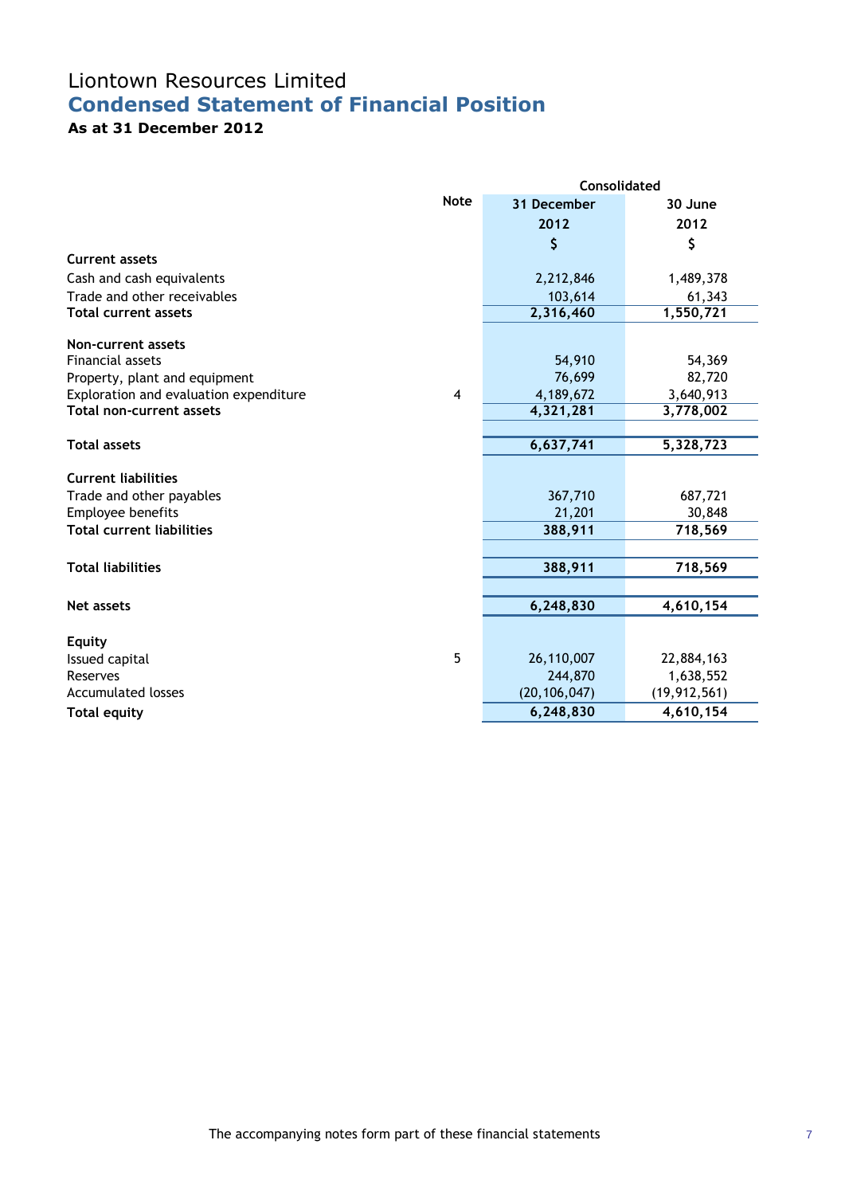# Liontown Resources Limited

## Condensed Statement of Financial Position

### As at 31 December 2012

| | Note | Consolidated | |
|---|---|---|---|
| | | 31 December 2012 | 30 June 2012 |
| | | $ | $ |
| **Current assets** | | | |
| Cash and cash equivalents | | 2,212,846 | 1,489,378 |
| Trade and other receivables | | 103,614 | 61,343 |
| **Total current assets** | | **2,316,460** | **1,550,721** |
| | | | |
| **Non-current assets** | | | |
| Financial assets | | 54,910 | 54,369 |
| Property, plant and equipment | | 76,699 | 82,720 |
| Exploration and evaluation expenditure | 4 | 4,189,672 | 3,640,913 |
| **Total non-current assets** | | **4,321,281** | **3,778,002** |
| | | | |
| **Total assets** | | **6,637,741** | **5,328,723** |
| | | | |
| **Current liabilities** | | | |
| Trade and other payables | | 367,710 | 687,721 |
| Employee benefits | | 21,201 | 30,848 |
| **Total current liabilities** | | **388,911** | **718,569** |
| | | | |
| **Total liabilities** | | **388,911** | **718,569** |
| | | | |
| **Net assets** | | **6,248,830** | **4,610,154** |
| | | | |
| **Equity** | | | |
| Issued capital | 5 | 26,110,007 | 22,884,163 |
| Reserves | | 244,870 | 1,638,552 |
| Accumulated losses | | (20,106,047) | (19,912,561) |
| **Total equity** | | **6,248,830** | **4,610,154** |

The accompanying notes form part of these financial statements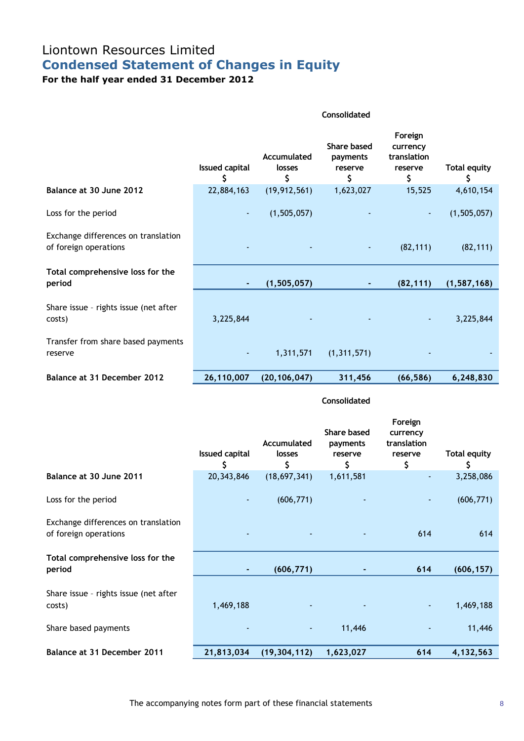# Liontown Resources Limited

## Condensed Statement of Changes in Equity

**For the half year ended 31 December 2012**

| | Consolidated | | | | |
|---|---|---|---|---|---|
| | Issued capital $ | Accumulated losses $ | Share based payments reserve $ | Foreign currency translation reserve $ | Total equity $ |
| **Balance at 30 June 2012** | 22,884,163 | (19,912,561) | 1,623,027 | 15,525 | 4,610,154 |
| Loss for the period | - | (1,505,057) | - | - | (1,505,057) |
| Exchange differences on translation of foreign operations | - | - | - | (82,111) | (82,111) |
| **Total comprehensive loss for the period** | **-** | **(1,505,057)** | **-** | **(82,111)** | **(1,587,168)** |
| Share issue – rights issue (net after costs) | 3,225,844 | - | - | - | 3,225,844 |
| Transfer from share based payments reserve | - | 1,311,571 | (1,311,571) | - | - |
| **Balance at 31 December 2012** | **26,110,007** | **(20,106,047)** | **311,456** | **(66,586)** | **6,248,830** |

| | Consolidated | | | | |
|---|---|---|---|---|---|
| | Issued capital $ | Accumulated losses $ | Share based payments reserve $ | Foreign currency translation reserve $ | Total equity $ |
| **Balance at 30 June 2011** | 20,343,846 | (18,697,341) | 1,611,581 | - | 3,258,086 |
| Loss for the period | - | (606,771) | - | - | (606,771) |
| Exchange differences on translation of foreign operations | - | - | - | 614 | 614 |
| **Total comprehensive loss for the period** | **-** | **(606,771)** | **-** | **614** | **(606,157)** |
| Share issue – rights issue (net after costs) | 1,469,188 | - | - | - | 1,469,188 |
| Share based payments | - | - | 11,446 | - | 11,446 |
| **Balance at 31 December 2011** | **21,813,034** | **(19,304,112)** | **1,623,027** | **614** | **4,132,563** |

The accompanying notes form part of these financial statements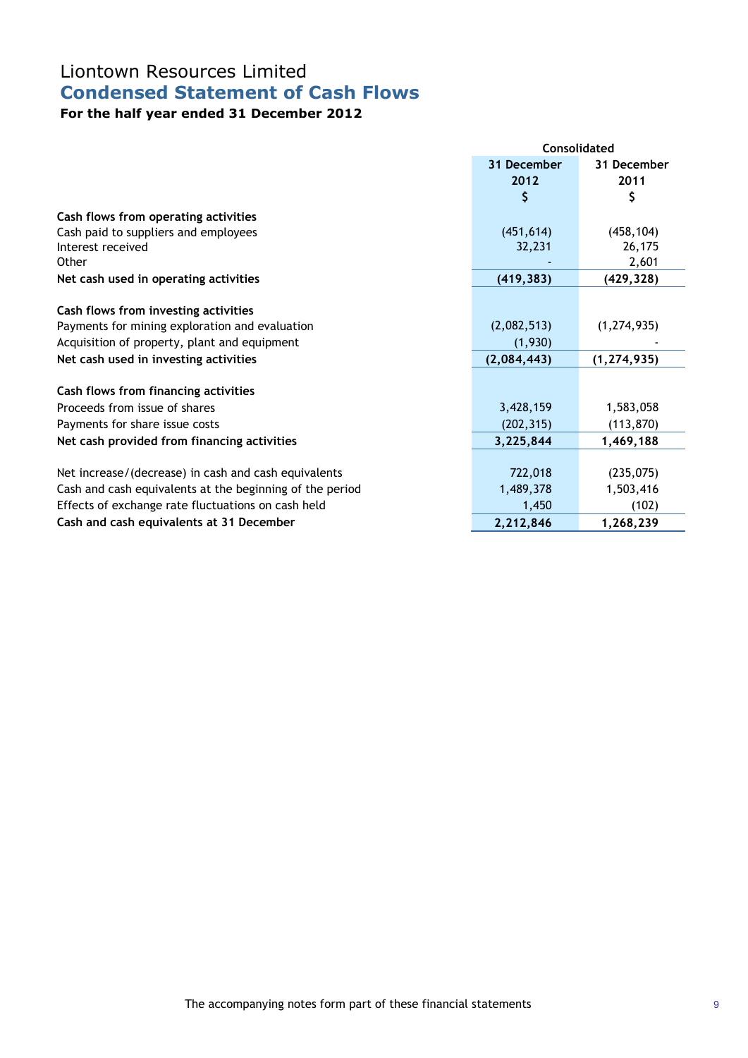# Liontown Resources Limited
## Condensed Statement of Cash Flows
### For the half year ended 31 December 2012

| | Consolidated | |
|---|---|---|
| | 31 December 2012 $ | 31 December 2011 $ |
| **Cash flows from operating activities** | | |
| Cash paid to suppliers and employees | (451,614) | (458,104) |
| Interest received | 32,231 | 26,175 |
| Other | - | 2,601 |
| **Net cash used in operating activities** | **(419,383)** | **(429,328)** |
| | | |
| **Cash flows from investing activities** | | |
| Payments for mining exploration and evaluation | (2,082,513) | (1,274,935) |
| Acquisition of property, plant and equipment | (1,930) | - |
| **Net cash used in investing activities** | **(2,084,443)** | **(1,274,935)** |
| | | |
| **Cash flows from financing activities** | | |
| Proceeds from issue of shares | 3,428,159 | 1,583,058 |
| Payments for share issue costs | (202,315) | (113,870) |
| **Net cash provided from financing activities** | **3,225,844** | **1,469,188** |
| | | |
| Net increase/(decrease) in cash and cash equivalents | 722,018 | (235,075) |
| Cash and cash equivalents at the beginning of the period | 1,489,378 | 1,503,416 |
| Effects of exchange rate fluctuations on cash held | 1,450 | (102) |
| **Cash and cash equivalents at 31 December** | **2,212,846** | **1,268,239** |

The accompanying notes form part of these financial statements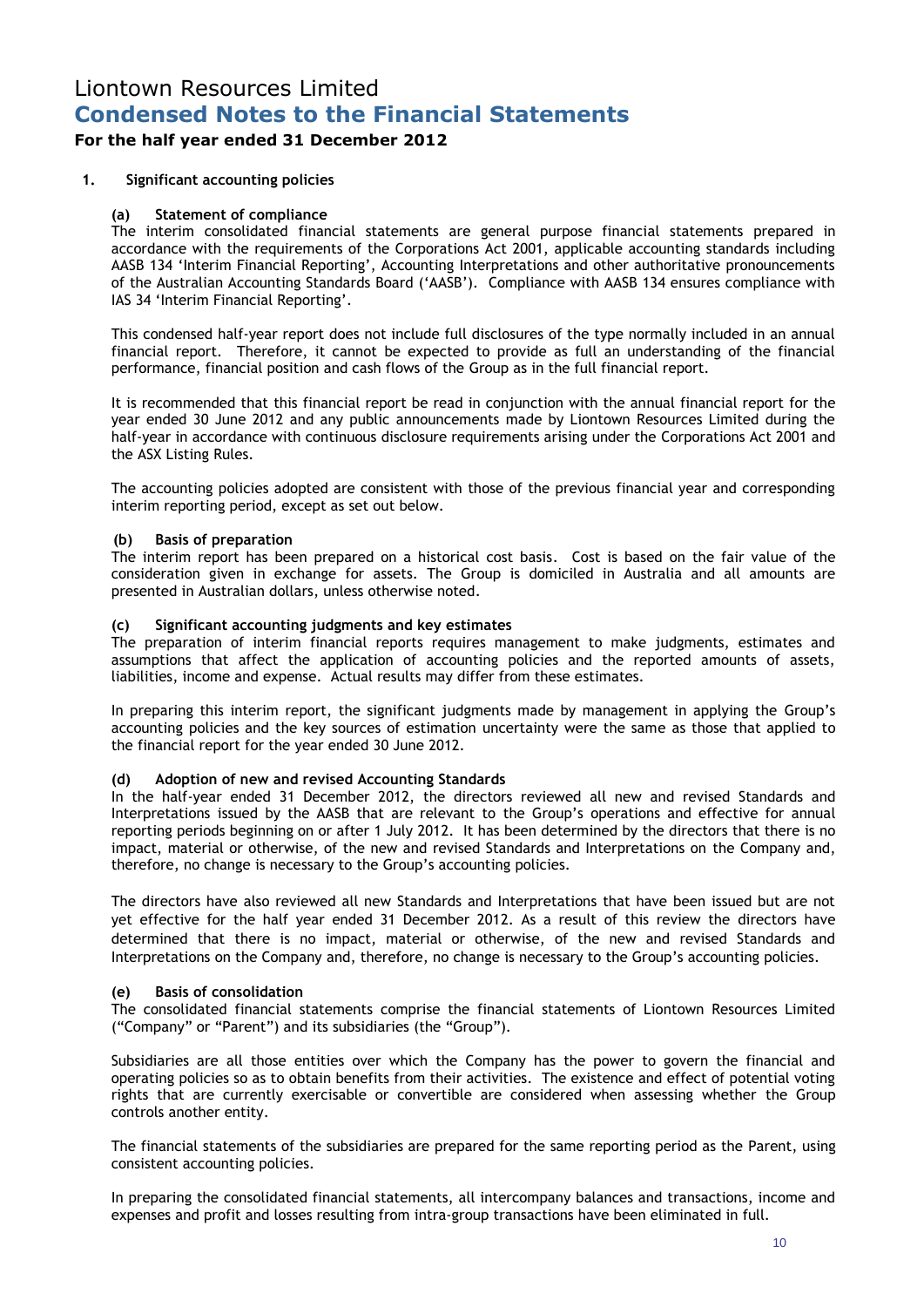# Liontown Resources Limited

## Condensed Notes to the Financial Statements

### For the half year ended 31 December 2012

**1. Significant accounting policies**

**(a) Statement of compliance**

The interim consolidated financial statements are general purpose financial statements prepared in accordance with the requirements of the Corporations Act 2001, applicable accounting standards including AASB 134 'Interim Financial Reporting', Accounting Interpretations and other authoritative pronouncements of the Australian Accounting Standards Board ('AASB'). Compliance with AASB 134 ensures compliance with IAS 34 'Interim Financial Reporting'.

This condensed half-year report does not include full disclosures of the type normally included in an annual financial report. Therefore, it cannot be expected to provide as full an understanding of the financial performance, financial position and cash flows of the Group as in the full financial report.

It is recommended that this financial report be read in conjunction with the annual financial report for the year ended 30 June 2012 and any public announcements made by Liontown Resources Limited during the half-year in accordance with continuous disclosure requirements arising under the Corporations Act 2001 and the ASX Listing Rules.

The accounting policies adopted are consistent with those of the previous financial year and corresponding interim reporting period, except as set out below.

**(b) Basis of preparation**

The interim report has been prepared on a historical cost basis. Cost is based on the fair value of the consideration given in exchange for assets. The Group is domiciled in Australia and all amounts are presented in Australian dollars, unless otherwise noted.

**(c) Significant accounting judgments and key estimates**

The preparation of interim financial reports requires management to make judgments, estimates and assumptions that affect the application of accounting policies and the reported amounts of assets, liabilities, income and expense. Actual results may differ from these estimates.

In preparing this interim report, the significant judgments made by management in applying the Group's accounting policies and the key sources of estimation uncertainty were the same as those that applied to the financial report for the year ended 30 June 2012.

**(d) Adoption of new and revised Accounting Standards**

In the half-year ended 31 December 2012, the directors reviewed all new and revised Standards and Interpretations issued by the AASB that are relevant to the Group's operations and effective for annual reporting periods beginning on or after 1 July 2012. It has been determined by the directors that there is no impact, material or otherwise, of the new and revised Standards and Interpretations on the Company and, therefore, no change is necessary to the Group's accounting policies.

The directors have also reviewed all new Standards and Interpretations that have been issued but are not yet effective for the half year ended 31 December 2012. As a result of this review the directors have determined that there is no impact, material or otherwise, of the new and revised Standards and Interpretations on the Company and, therefore, no change is necessary to the Group's accounting policies.

**(e) Basis of consolidation**

The consolidated financial statements comprise the financial statements of Liontown Resources Limited ("Company" or "Parent") and its subsidiaries (the "Group").

Subsidiaries are all those entities over which the Company has the power to govern the financial and operating policies so as to obtain benefits from their activities. The existence and effect of potential voting rights that are currently exercisable or convertible are considered when assessing whether the Group controls another entity.

The financial statements of the subsidiaries are prepared for the same reporting period as the Parent, using consistent accounting policies.

In preparing the consolidated financial statements, all intercompany balances and transactions, income and expenses and profit and losses resulting from intra-group transactions have been eliminated in full.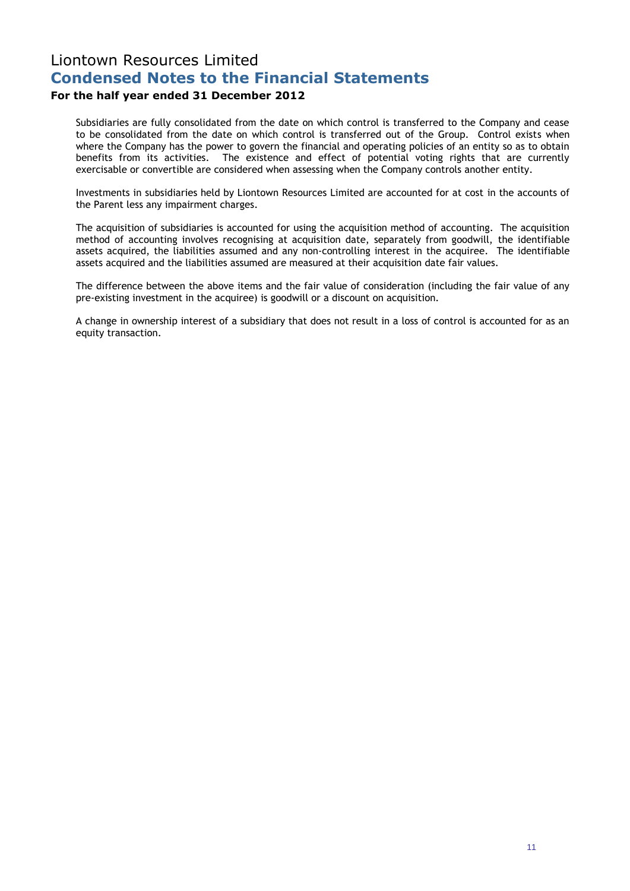# Liontown Resources Limited
## Condensed Notes to the Financial Statements
### For the half year ended 31 December 2012

Subsidiaries are fully consolidated from the date on which control is transferred to the Company and cease to be consolidated from the date on which control is transferred out of the Group. Control exists when where the Company has the power to govern the financial and operating policies of an entity so as to obtain benefits from its activities. The existence and effect of potential voting rights that are currently exercisable or convertible are considered when assessing when the Company controls another entity.

Investments in subsidiaries held by Liontown Resources Limited are accounted for at cost in the accounts of the Parent less any impairment charges.

The acquisition of subsidiaries is accounted for using the acquisition method of accounting. The acquisition method of accounting involves recognising at acquisition date, separately from goodwill, the identifiable assets acquired, the liabilities assumed and any non-controlling interest in the acquiree. The identifiable assets acquired and the liabilities assumed are measured at their acquisition date fair values.

The difference between the above items and the fair value of consideration (including the fair value of any pre-existing investment in the acquiree) is goodwill or a discount on acquisition.

A change in ownership interest of a subsidiary that does not result in a loss of control is accounted for as an equity transaction.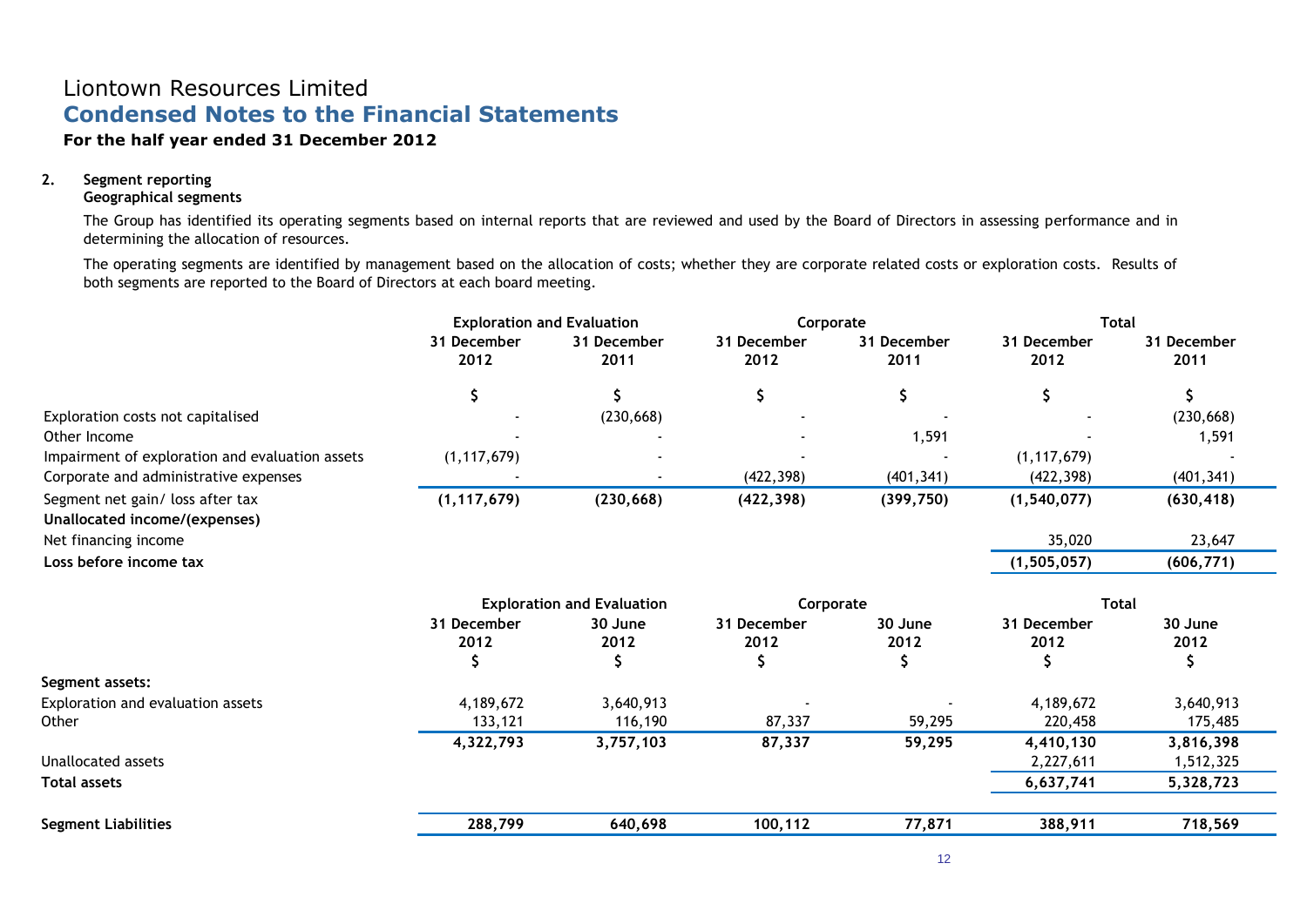# Liontown Resources Limited

## Condensed Notes to the Financial Statements

### For the half year ended 31 December 2012

**2. Segment reporting**

**Geographical segments**

The Group has identified its operating segments based on internal reports that are reviewed and used by the Board of Directors in assessing performance and in determining the allocation of resources.

The operating segments are identified by management based on the allocation of costs; whether they are corporate related costs or exploration costs. Results of both segments are reported to the Board of Directors at each board meeting.

| | Exploration and Evaluation | | Corporate | | Total | |
|---|---|---|---|---|---|---|
| | 31 December 2012 | 31 December 2011 | 31 December 2012 | 31 December 2011 | 31 December 2012 | 31 December 2011 |
| | $ | $ | $ | $ | $ | $ |
| Exploration costs not capitalised | - | (230,668) | - | - | - | (230,668) |
| Other Income | - | - | - | 1,591 | - | 1,591 |
| Impairment of exploration and evaluation assets | (1,117,679) | - | - | - | (1,117,679) | - |
| Corporate and administrative expenses | - | - | (422,398) | (401,341) | (422,398) | (401,341) |
| Segment net gain/ loss after tax | **(1,117,679)** | **(230,668)** | **(422,398)** | **(399,750)** | **(1,540,077)** | **(630,418)** |
| **Unallocated income/(expenses)** | | | | | | |
| Net financing income | | | | | 35,020 | 23,647 |
| **Loss before income tax** | | | | | **(1,505,057)** | **(606,771)** |

| | Exploration and Evaluation | | Corporate | | Total | |
|---|---|---|---|---|---|---|
| | 31 December 2012 | 30 June 2012 | 31 December 2012 | 30 June 2012 | 31 December 2012 | 30 June 2012 |
| | $ | $ | $ | $ | $ | $ |
| **Segment assets:** | | | | | | |
| Exploration and evaluation assets | 4,189,672 | 3,640,913 | - | - | 4,189,672 | 3,640,913 |
| Other | 133,121 | 116,190 | 87,337 | 59,295 | 220,458 | 175,485 |
| | **4,322,793** | **3,757,103** | **87,337** | **59,295** | **4,410,130** | **3,816,398** |
| Unallocated assets | | | | | 2,227,611 | 1,512,325 |
| **Total assets** | | | | | **6,637,741** | **5,328,723** |
| **Segment Liabilities** | **288,799** | **640,698** | **100,112** | **77,871** | **388,911** | **718,569** |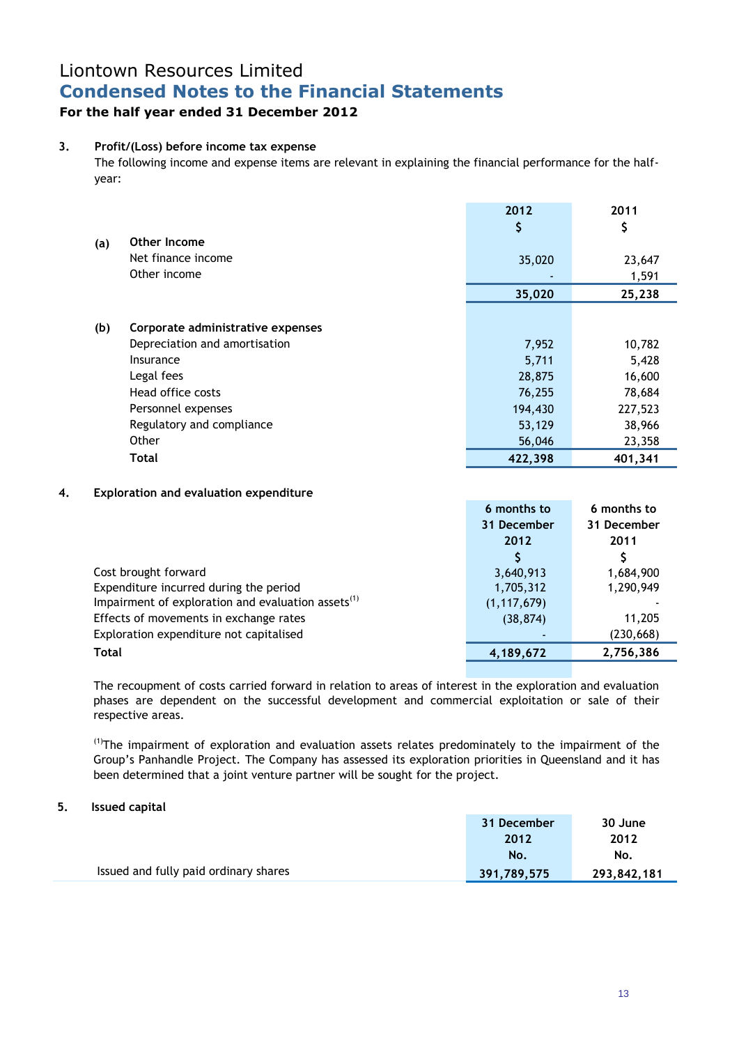# Liontown Resources Limited
## Condensed Notes to the Financial Statements
### For the half year ended 31 December 2012

**3. Profit/(Loss) before income tax expense**

The following income and expense items are relevant in explaining the financial performance for the half-year:

| | | 2012<br>$ | 2011<br>$ |
|---|---|---|---|
| **(a)** | **Other Income** | | |
| | Net finance income | 35,020 | 23,647 |
| | Other income | - | 1,591 |
| | | **35,020** | **25,238** |
| | | | |
| **(b)** | **Corporate administrative expenses** | | |
| | Depreciation and amortisation | 7,952 | 10,782 |
| | Insurance | 5,711 | 5,428 |
| | Legal fees | 28,875 | 16,600 |
| | Head office costs | 76,255 | 78,684 |
| | Personnel expenses | 194,430 | 227,523 |
| | Regulatory and compliance | 53,129 | 38,966 |
| | Other | 56,046 | 23,358 |
| | **Total** | **422,398** | **401,341** |

**4. Exploration and evaluation expenditure**

| | 6 months to 31 December 2012<br>$ | 6 months to 31 December 2011<br>$ |
|---|---|---|
| Cost brought forward | 3,640,913 | 1,684,900 |
| Expenditure incurred during the period | 1,705,312 | 1,290,949 |
| Impairment of exploration and evaluation assets[(1)] | (1,117,679) | - |
| Effects of movements in exchange rates | (38,874) | 11,205 |
| Exploration expenditure not capitalised | - | (230,668) |
| **Total** | **4,189,672** | **2,756,386** |

The recoupment of costs carried forward in relation to areas of interest in the exploration and evaluation phases are dependent on the successful development and commercial exploitation or sale of their respective areas.

[(1)]The impairment of exploration and evaluation assets relates predominately to the impairment of the Group's Panhandle Project. The Company has assessed its exploration priorities in Queensland and it has been determined that a joint venture partner will be sought for the project.

**5. Issued capital**

| | 31 December 2012<br>No. | 30 June 2012<br>No. |
|---|---|---|
| Issued and fully paid ordinary shares | 391,789,575 | 293,842,181 |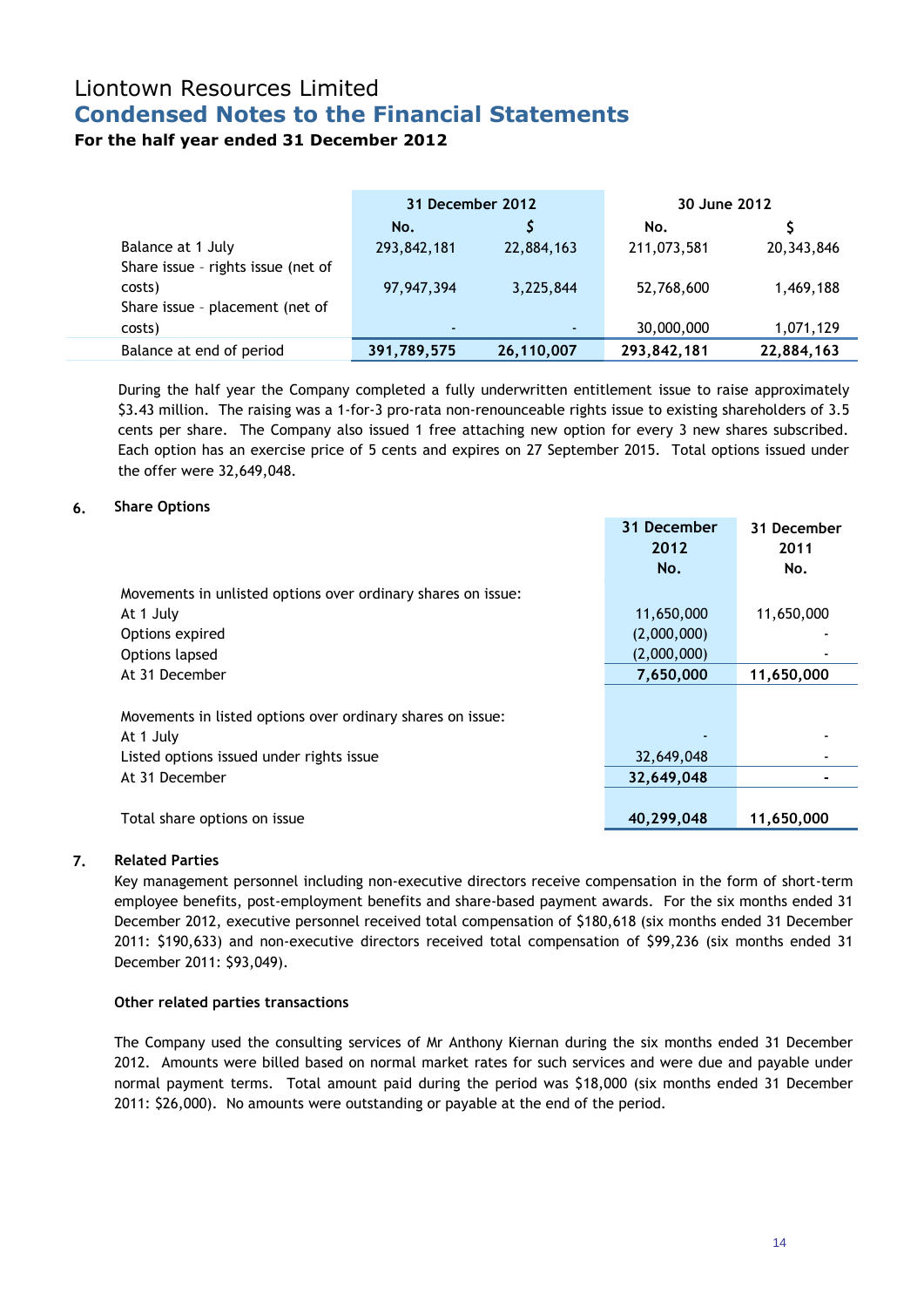# Liontown Resources Limited

## Condensed Notes to the Financial Statements

### For the half year ended 31 December 2012

| | 31 December 2012 | | 30 June 2012 | |
|---|---|---|---|---|
| | No. | $ | No. | $ |
| Balance at 1 July | 293,842,181 | 22,884,163 | 211,073,581 | 20,343,846 |
| Share issue – rights issue (net of costs) | 97,947,394 | 3,225,844 | 52,768,600 | 1,469,188 |
| Share issue – placement (net of costs) | - | - | 30,000,000 | 1,071,129 |
| Balance at end of period | **391,789,575** | **26,110,007** | **293,842,181** | **22,884,163** |

During the half year the Company completed a fully underwritten entitlement issue to raise approximately $3.43 million. The raising was a 1-for-3 pro-rata non-renounceable rights issue to existing shareholders of 3.5 cents per share. The Company also issued 1 free attaching new option for every 3 new shares subscribed. Each option has an exercise price of 5 cents and expires on 27 September 2015. Total options issued under the offer were 32,649,048.

### 6. Share Options

| | 31 December 2012 No. | 31 December 2011 No. |
|---|---|---|
| Movements in unlisted options over ordinary shares on issue: | | |
| At 1 July | 11,650,000 | 11,650,000 |
| Options expired | (2,000,000) | - |
| Options lapsed | (2,000,000) | - |
| At 31 December | **7,650,000** | **11,650,000** |
| | | |
| Movements in listed options over ordinary shares on issue: | | |
| At 1 July | - | - |
| Listed options issued under rights issue | 32,649,048 | - |
| At 31 December | **32,649,048** | **-** |
| | | |
| Total share options on issue | **40,299,048** | **11,650,000** |

### 7. Related Parties

Key management personnel including non-executive directors receive compensation in the form of short-term employee benefits, post-employment benefits and share-based payment awards. For the six months ended 31 December 2012, executive personnel received total compensation of $180,618 (six months ended 31 December 2011: $190,633) and non-executive directors received total compensation of $99,236 (six months ended 31 December 2011: $93,049).

**Other related parties transactions**

The Company used the consulting services of Mr Anthony Kiernan during the six months ended 31 December 2012. Amounts were billed based on normal market rates for such services and were due and payable under normal payment terms. Total amount paid during the period was $18,000 (six months ended 31 December 2011: $26,000). No amounts were outstanding or payable at the end of the period.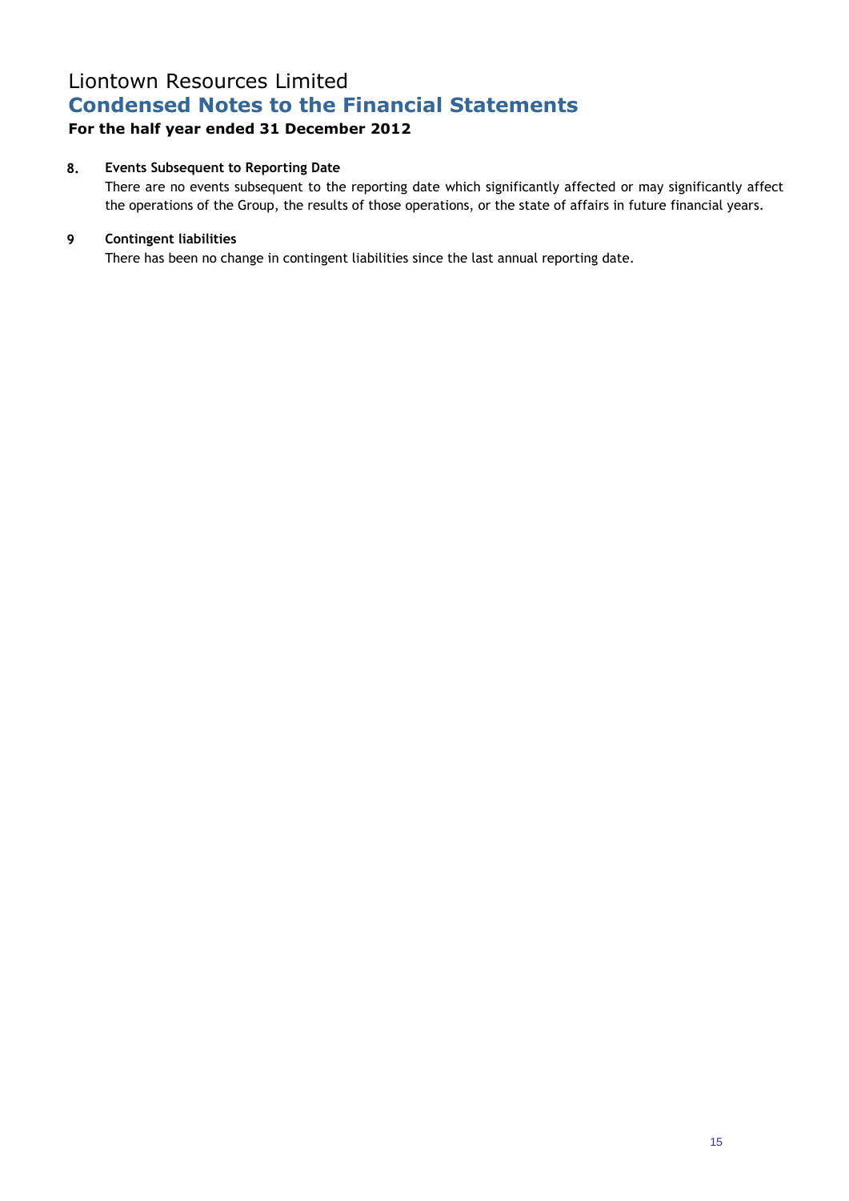# Liontown Resources Limited

## Condensed Notes to the Financial Statements

### For the half year ended 31 December 2012

**8. Events Subsequent to Reporting Date**

There are no events subsequent to the reporting date which significantly affected or may significantly affect the operations of the Group, the results of those operations, or the state of affairs in future financial years.

**9 Contingent liabilities**

There has been no change in contingent liabilities since the last annual reporting date.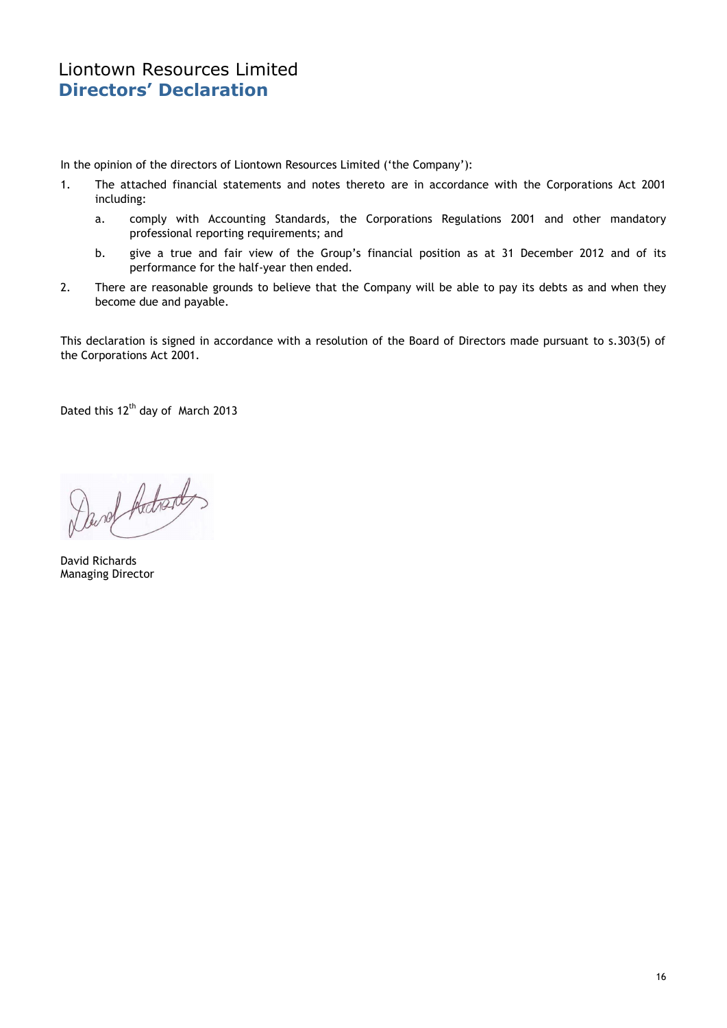# Liontown Resources Limited
## Directors' Declaration

In the opinion of the directors of Liontown Resources Limited ('the Company'):

1. The attached financial statements and notes thereto are in accordance with the Corporations Act 2001 including:
   a. comply with Accounting Standards, the Corporations Regulations 2001 and other mandatory professional reporting requirements; and
   b. give a true and fair view of the Group's financial position as at 31 December 2012 and of its performance for the half-year then ended.
2. There are reasonable grounds to believe that the Company will be able to pay its debts as and when they become due and payable.

This declaration is signed in accordance with a resolution of the Board of Directors made pursuant to s.303(5) of the Corporations Act 2001.

Dated this 12th day of March 2013

David Richards
Managing Director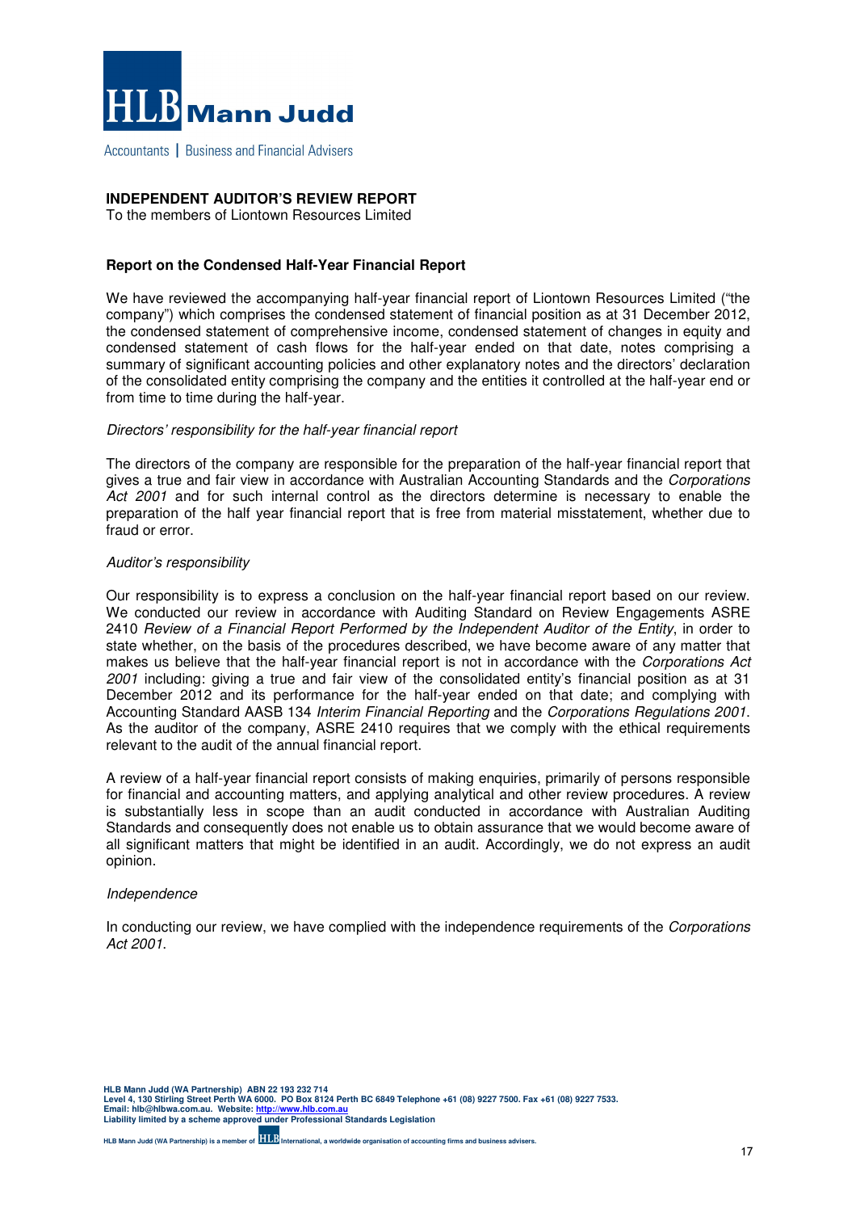HLB Mann Judd

Accountants | Business and Financial Advisers

**INDEPENDENT AUDITOR'S REVIEW REPORT**
To the members of Liontown Resources Limited

### Report on the Condensed Half-Year Financial Report

We have reviewed the accompanying half-year financial report of Liontown Resources Limited ("the company") which comprises the condensed statement of financial position as at 31 December 2012, the condensed statement of comprehensive income, condensed statement of changes in equity and condensed statement of cash flows for the half-year ended on that date, notes comprising a summary of significant accounting policies and other explanatory notes and the directors' declaration of the consolidated entity comprising the company and the entities it controlled at the half-year end or from time to time during the half-year.

*Directors' responsibility for the half-year financial report*

The directors of the company are responsible for the preparation of the half-year financial report that gives a true and fair view in accordance with Australian Accounting Standards and the *Corporations Act 2001* and for such internal control as the directors determine is necessary to enable the preparation of the half year financial report that is free from material misstatement, whether due to fraud or error.

*Auditor's responsibility*

Our responsibility is to express a conclusion on the half-year financial report based on our review. We conducted our review in accordance with Auditing Standard on Review Engagements ASRE 2410 *Review of a Financial Report Performed by the Independent Auditor of the Entity*, in order to state whether, on the basis of the procedures described, we have become aware of any matter that makes us believe that the half-year financial report is not in accordance with the *Corporations Act 2001* including: giving a true and fair view of the consolidated entity's financial position as at 31 December 2012 and its performance for the half-year ended on that date; and complying with Accounting Standard AASB 134 *Interim Financial Reporting* and the *Corporations Regulations 2001*. As the auditor of the company, ASRE 2410 requires that we comply with the ethical requirements relevant to the audit of the annual financial report.

A review of a half-year financial report consists of making enquiries, primarily of persons responsible for financial and accounting matters, and applying analytical and other review procedures. A review is substantially less in scope than an audit conducted in accordance with Australian Auditing Standards and consequently does not enable us to obtain assurance that we would become aware of all significant matters that might be identified in an audit. Accordingly, we do not express an audit opinion.

*Independence*

In conducting our review, we have complied with the independence requirements of the *Corporations Act 2001*.

**HLB Mann Judd (WA Partnership) ABN 22 193 232 714**
**Level 4, 130 Stirling Street Perth WA 6000. PO Box 8124 Perth BC 6849 Telephone +61 (08) 9227 7500. Fax +61 (08) 9227 7533.**
**Email: hlb@hlbwa.com.au. Website: http://www.hlb.com.au**
**Liability limited by a scheme approved under Professional Standards Legislation**

**HLB Mann Judd (WA Partnership) is a member of HLB International, a worldwide organisation of accounting firms and business advisers.**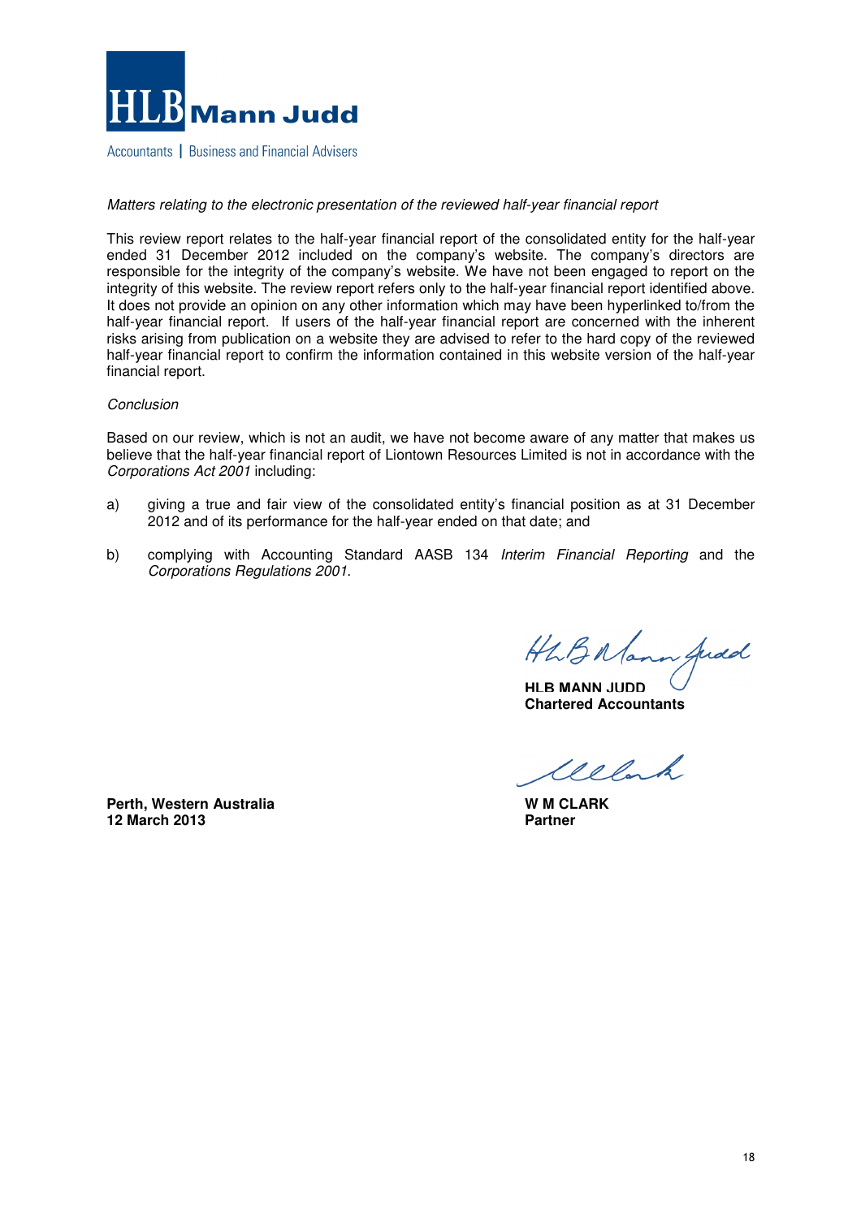**HLB Mann Judd**

Accountants | Business and Financial Advisers

*Matters relating to the electronic presentation of the reviewed half-year financial report*

This review report relates to the half-year financial report of the consolidated entity for the half-year ended 31 December 2012 included on the company's website. The company's directors are responsible for the integrity of the company's website. We have not been engaged to report on the integrity of this website. The review report refers only to the half-year financial report identified above. It does not provide an opinion on any other information which may have been hyperlinked to/from the half-year financial report. If users of the half-year financial report are concerned with the inherent risks arising from publication on a website they are advised to refer to the hard copy of the reviewed half-year financial report to confirm the information contained in this website version of the half-year financial report.

*Conclusion*

Based on our review, which is not an audit, we have not become aware of any matter that makes us believe that the half-year financial report of Liontown Resources Limited is not in accordance with the *Corporations Act 2001* including:

a) giving a true and fair view of the consolidated entity's financial position as at 31 December 2012 and of its performance for the half-year ended on that date; and

b) complying with Accounting Standard AASB 134 *Interim Financial Reporting* and the *Corporations Regulations 2001*.

**HLB MANN JUDD**
**Chartered Accountants**

**Perth, Western Australia**
**12 March 2013**

**W M CLARK**
**Partner**